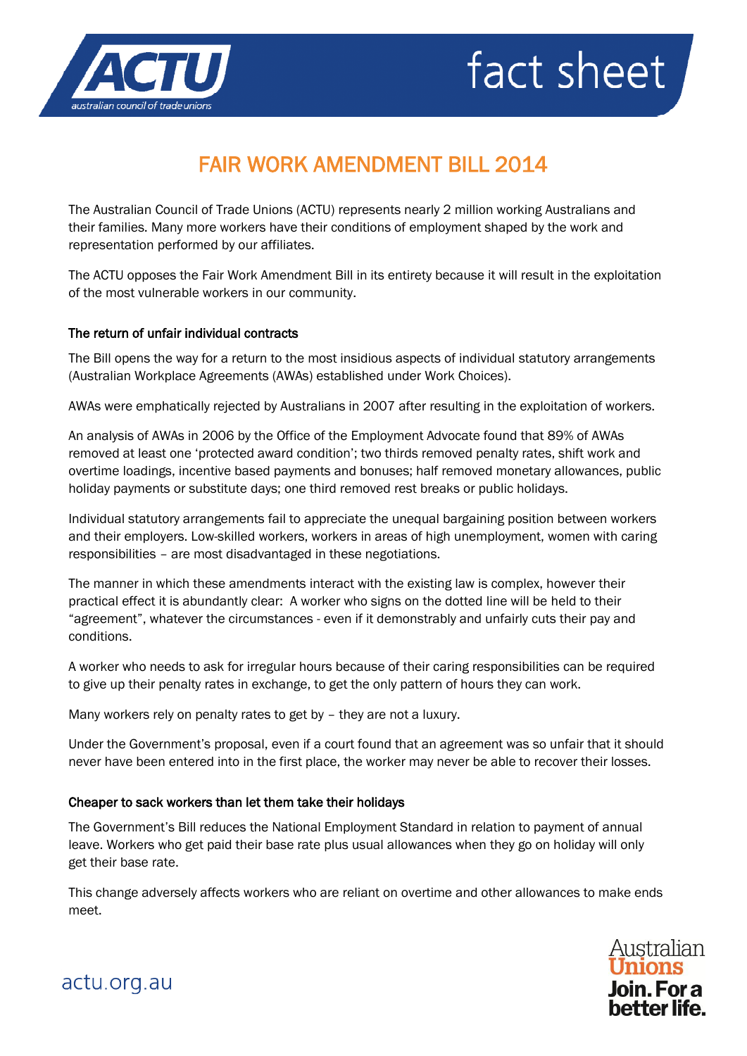# FAIR WORK AMENDMENT BILL 2014

The Australian Council of Trade Unions (ACTU) represents nearly 2 million working Australians and their families. Many more workers have their conditions of employment shaped by the work and representation performed by our affiliates.

The ACTU opposes the Fair Work Amendment Bill in its entirety because it will result in the exploitation of the most vulnerable workers in our community.

### The return of unfair individual contracts

The Bill opens the way for a return to the most insidious aspects of individual statutory arrangements (Australian Workplace Agreements (AWAs) established under Work Choices).

AWAs were emphatically rejected by Australians in 2007 after resulting in the exploitation of workers.

An analysis of AWAs in 2006 by the Office of the Employment Advocate found that 89% of AWAs removed at least one 'protected award condition'; two thirds removed penalty rates, shift work and overtime loadings, incentive based payments and bonuses; half removed monetary allowances, public holiday payments or substitute days; one third removed rest breaks or public holidays.

Individual statutory arrangements fail to appreciate the unequal bargaining position between workers and their employers. Low-skilled workers, workers in areas of high unemployment, women with caring responsibilities – are most disadvantaged in these negotiations.

The manner in which these amendments interact with the existing law is complex, however their practical effect it is abundantly clear: A worker who signs on the dotted line will be held to their "agreement", whatever the circumstances - even if it demonstrably and unfairly cuts their pay and conditions.

A worker who needs to ask for irregular hours because of their caring responsibilities can be required to give up their penalty rates in exchange, to get the only pattern of hours they can work.

Many workers rely on penalty rates to get by – they are not a luxury.

Under the Government's proposal, even if a court found that an agreement was so unfair that it should never have been entered into in the first place, the worker may never be able to recover their losses.

### Cheaper to sack workers than let them take their holidays

The Government's Bill reduces the National Employment Standard in relation to payment of annual leave. Workers who get paid their base rate plus usual allowances when they go on holiday will only get their base rate.

This change adversely affects workers who are reliant on overtime and other allowances to make ends meet.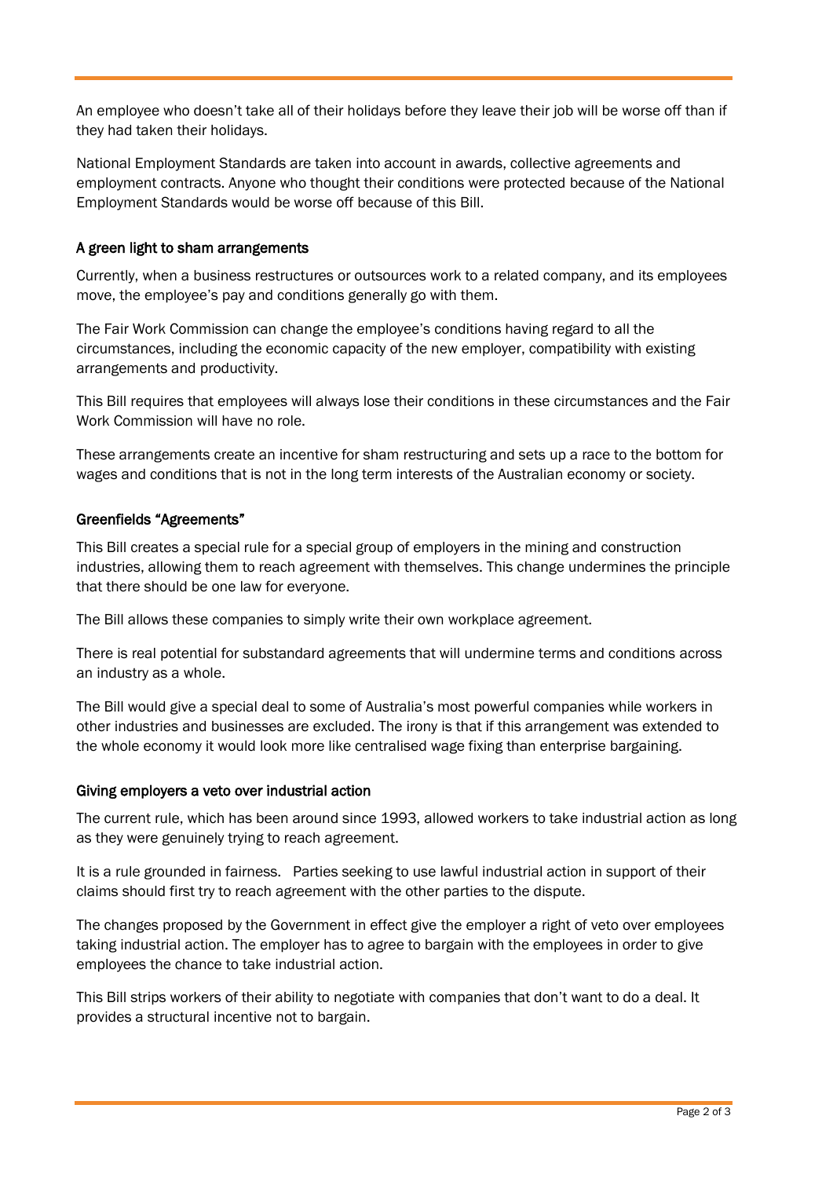An employee who doesn't take all of their holidays before they leave their job will be worse off than if they had taken their holidays.

National Employment Standards are taken into account in awards, collective agreements and employment contracts. Anyone who thought their conditions were protected because of the National Employment Standards would be worse off because of this Bill.

### A green light to sham arrangements

Currently, when a business restructures or outsources work to a related company, and its employees move, the employee's pay and conditions generally go with them.

The Fair Work Commission can change the employee's conditions having regard to all the circumstances, including the economic capacity of the new employer, compatibility with existing arrangements and productivity.

This Bill requires that employees will always lose their conditions in these circumstances and the Fair Work Commission will have no role.

These arrangements create an incentive for sham restructuring and sets up a race to the bottom for wages and conditions that is not in the long term interests of the Australian economy or society.

### Greenfields "Agreements"

This Bill creates a special rule for a special group of employers in the mining and construction industries, allowing them to reach agreement with themselves. This change undermines the principle that there should be one law for everyone.

The Bill allows these companies to simply write their own workplace agreement.

There is real potential for substandard agreements that will undermine terms and conditions across an industry as a whole.

The Bill would give a special deal to some of Australia's most powerful companies while workers in other industries and businesses are excluded. The irony is that if this arrangement was extended to the whole economy it would look more like centralised wage fixing than enterprise bargaining.

### Giving employers a veto over industrial action

The current rule, which has been around since 1993, allowed workers to take industrial action as long as they were genuinely trying to reach agreement.

It is a rule grounded in fairness. Parties seeking to use lawful industrial action in support of their claims should first try to reach agreement with the other parties to the dispute.

The changes proposed by the Government in effect give the employer a right of veto over employees taking industrial action. The employer has to agree to bargain with the employees in order to give employees the chance to take industrial action.

This Bill strips workers of their ability to negotiate with companies that don't want to do a deal. It provides a structural incentive not to bargain.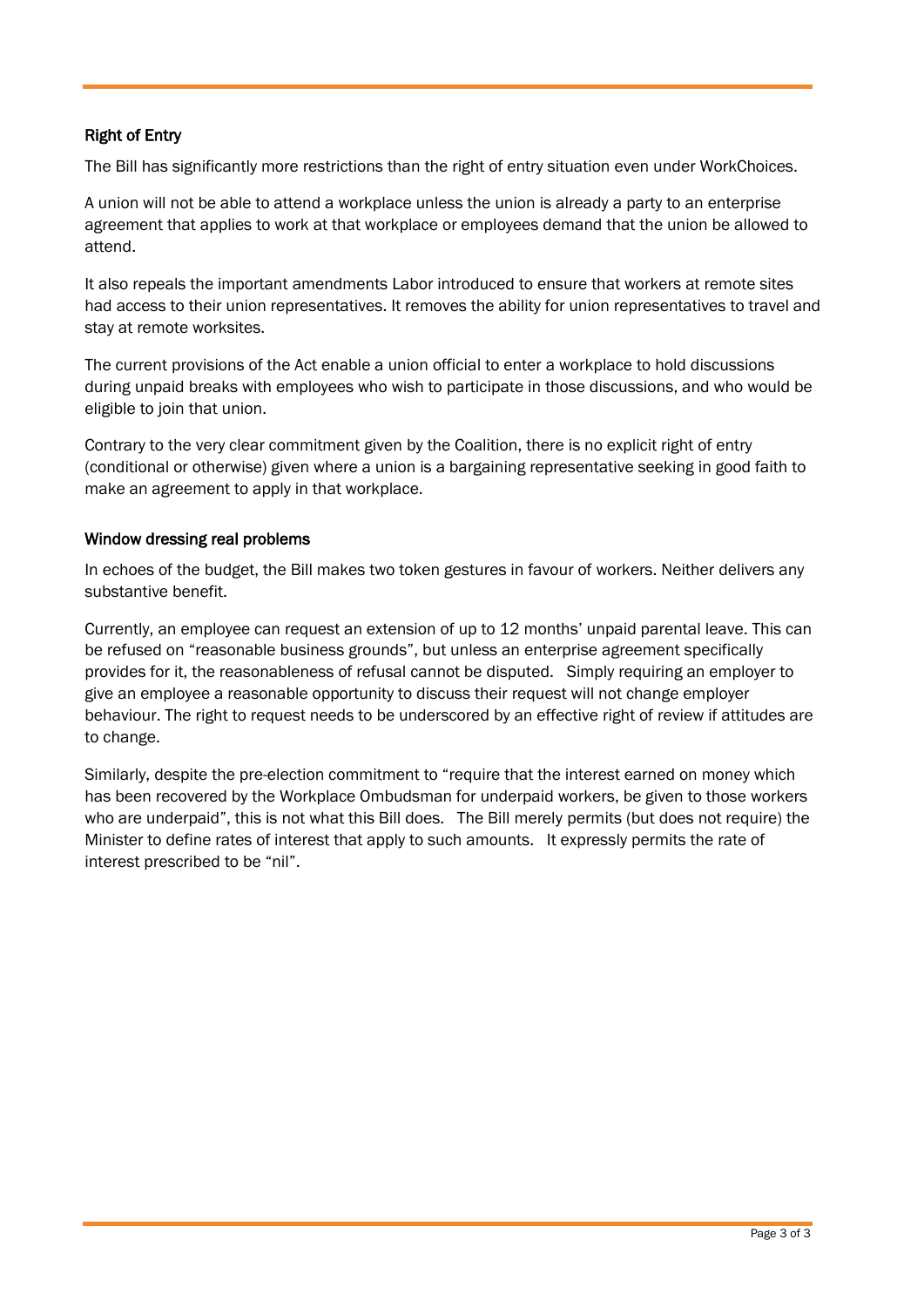### Right of Entry

The Bill has significantly more restrictions than the right of entry situation even under WorkChoices.

A union will not be able to attend a workplace unless the union is already a party to an enterprise agreement that applies to work at that workplace or employees demand that the union be allowed to attend.

It also repeals the important amendments Labor introduced to ensure that workers at remote sites had access to their union representatives. It removes the ability for union representatives to travel and stay at remote worksites.

The current provisions of the Act enable a union official to enter a workplace to hold discussions during unpaid breaks with employees who wish to participate in those discussions, and who would be eligible to join that union.

Contrary to the very clear commitment given by the Coalition, there is no explicit right of entry (conditional or otherwise) given where a union is a bargaining representative seeking in good faith to make an agreement to apply in that workplace.

### Window dressing real problems

In echoes of the budget, the Bill makes two token gestures in favour of workers. Neither delivers any substantive benefit.

Currently, an employee can request an extension of up to 12 months' unpaid parental leave. This can be refused on "reasonable business grounds", but unless an enterprise agreement specifically provides for it, the reasonableness of refusal cannot be disputed. Simply requiring an employer to give an employee a reasonable opportunity to discuss their request will not change employer behaviour. The right to request needs to be underscored by an effective right of review if attitudes are to change.

Similarly, despite the pre-election commitment to "require that the interest earned on money which has been recovered by the Workplace Ombudsman for underpaid workers, be given to those workers who are underpaid", this is not what this Bill does. The Bill merely permits (but does not require) the Minister to define rates of interest that apply to such amounts. It expressly permits the rate of interest prescribed to be "nil".